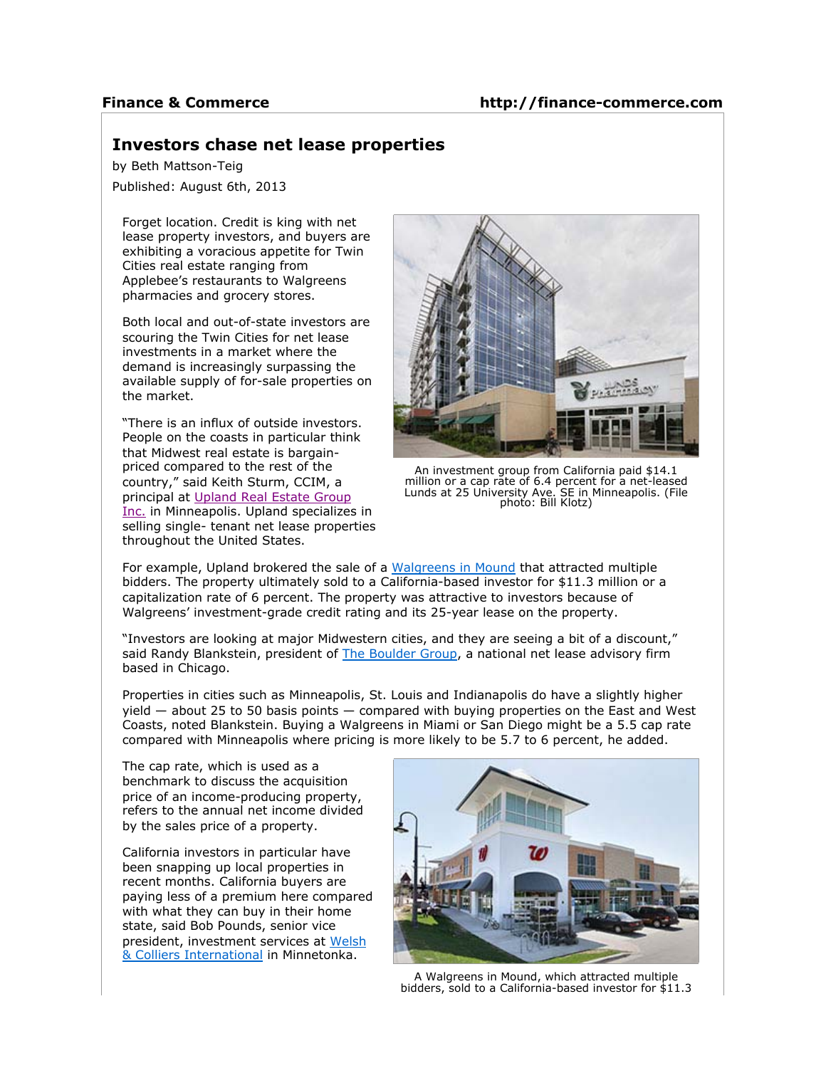Finance & Commerce http://finance-commerce.com

# Investors chase net lease properties

by Beth Mattson-Teig

Published: August 6th, 2013

Forget location. Credit is king with net lease property investors, and buyers are exhibiting a voracious appetite for Twin Cities real estate ranging from Applebee's restaurants to Walgreens pharmacies and grocery stores.

Both local and out-of-state investors are scouring the Twin Cities for net lease investments in a market where the demand is increasingly surpassing the available supply of for-sale properties on the market.

"There is an influx of outside investors. People on the coasts in particular think that Midwest real estate is bargain-priced compared to the rest of the country," said Keith Sturm, CCIM, a principal at Upland Real Estate Group Inc. in Minneapolis. Upland specializes in selling single- tenant net lease properties throughout the United States.

An investment group from California paid $14.1 million or a cap rate of 6.4 percent for a net-leased Lunds at 25 University Ave. SE in Minneapolis. (File photo: Bill Klotz)

For example, Upland brokered the sale of a Walgreens in Mound that attracted multiple bidders. The property ultimately sold to a California-based investor for $11.3 million or a capitalization rate of 6 percent. The property was attractive to investors because of Walgreens' investment-grade credit rating and its 25-year lease on the property.

"Investors are looking at major Midwestern cities, and they are seeing a bit of a discount," said Randy Blankstein, president of The Boulder Group, a national net lease advisory firm based in Chicago.

Properties in cities such as Minneapolis, St. Louis and Indianapolis do have a slightly higher yield — about 25 to 50 basis points — compared with buying properties on the East and West Coasts, noted Blankstein. Buying a Walgreens in Miami or San Diego might be a 5.5 cap rate compared with Minneapolis where pricing is more likely to be 5.7 to 6 percent, he added.

The cap rate, which is used as a benchmark to discuss the acquisition price of an income-producing property, refers to the annual net income divided by the sales price of a property.

California investors in particular have been snapping up local properties in recent months. California buyers are paying less of a premium here compared with what they can buy in their home state, said Bob Pounds, senior vice president, investment services at Welsh & Colliers International in Minnetonka.

A Walgreens in Mound, which attracted multiple bidders, sold to a California-based investor for $11.3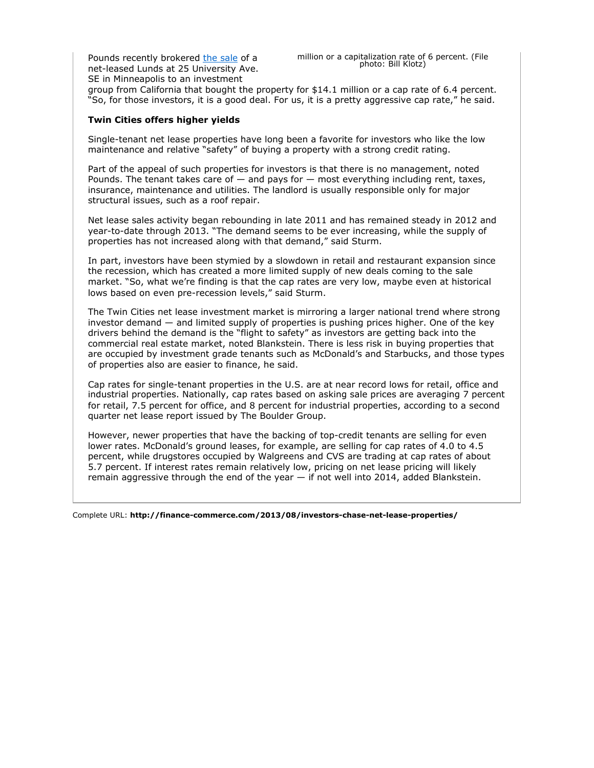million or a capitalization rate of 6 percent. (File photo: Bill Klotz)

Pounds recently brokered the sale of a net-leased Lunds at 25 University Ave. SE in Minneapolis to an investment group from California that bought the property for $14.1 million or a cap rate of 6.4 percent. "So, for those investors, it is a good deal. For us, it is a pretty aggressive cap rate," he said.

**Twin Cities offers higher yields**

Single-tenant net lease properties have long been a favorite for investors who like the low maintenance and relative "safety" of buying a property with a strong credit rating.

Part of the appeal of such properties for investors is that there is no management, noted Pounds. The tenant takes care of — and pays for — most everything including rent, taxes, insurance, maintenance and utilities. The landlord is usually responsible only for major structural issues, such as a roof repair.

Net lease sales activity began rebounding in late 2011 and has remained steady in 2012 and year-to-date through 2013. "The demand seems to be ever increasing, while the supply of properties has not increased along with that demand," said Sturm.

In part, investors have been stymied by a slowdown in retail and restaurant expansion since the recession, which has created a more limited supply of new deals coming to the sale market. "So, what we're finding is that the cap rates are very low, maybe even at historical lows based on even pre-recession levels," said Sturm.

The Twin Cities net lease investment market is mirroring a larger national trend where strong investor demand — and limited supply of properties is pushing prices higher. One of the key drivers behind the demand is the "flight to safety" as investors are getting back into the commercial real estate market, noted Blankstein. There is less risk in buying properties that are occupied by investment grade tenants such as McDonald's and Starbucks, and those types of properties also are easier to finance, he said.

Cap rates for single-tenant properties in the U.S. are at near record lows for retail, office and industrial properties. Nationally, cap rates based on asking sale prices are averaging 7 percent for retail, 7.5 percent for office, and 8 percent for industrial properties, according to a second quarter net lease report issued by The Boulder Group.

However, newer properties that have the backing of top-credit tenants are selling for even lower rates. McDonald's ground leases, for example, are selling for cap rates of 4.0 to 4.5 percent, while drugstores occupied by Walgreens and CVS are trading at cap rates of about 5.7 percent. If interest rates remain relatively low, pricing on net lease pricing will likely remain aggressive through the end of the year — if not well into 2014, added Blankstein.

Complete URL: **http://finance-commerce.com/2013/08/investors-chase-net-lease-properties/**